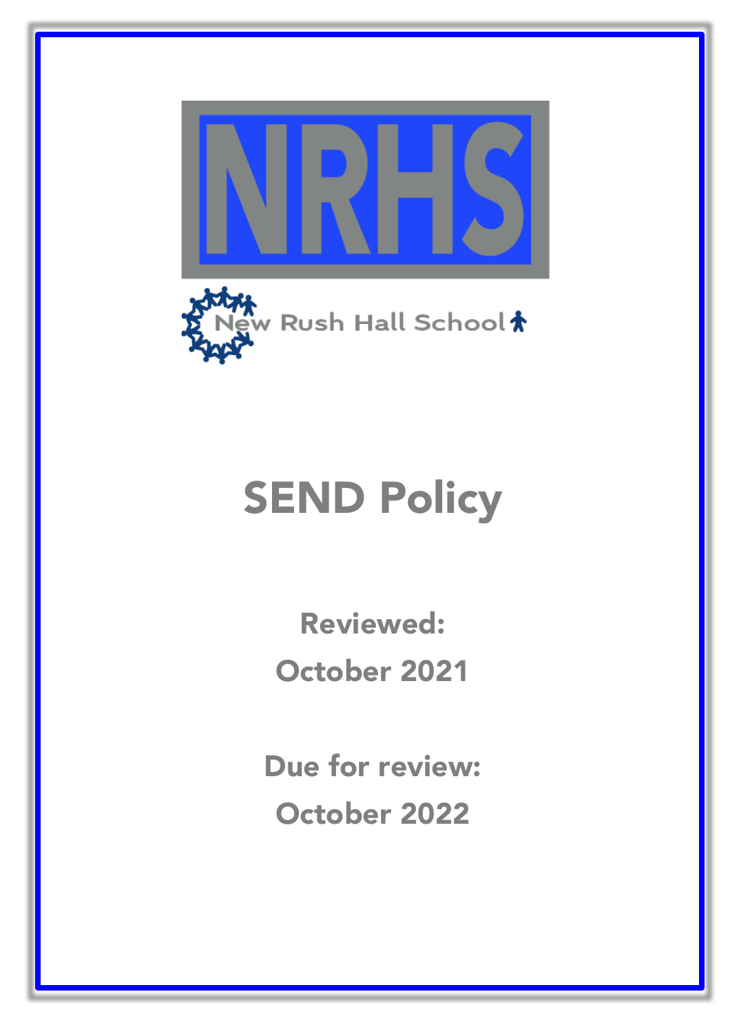NRHS

New Rush Hall School

# SEND Policy

**Reviewed:**

**October 2021**

**Due for review:**

**October 2022**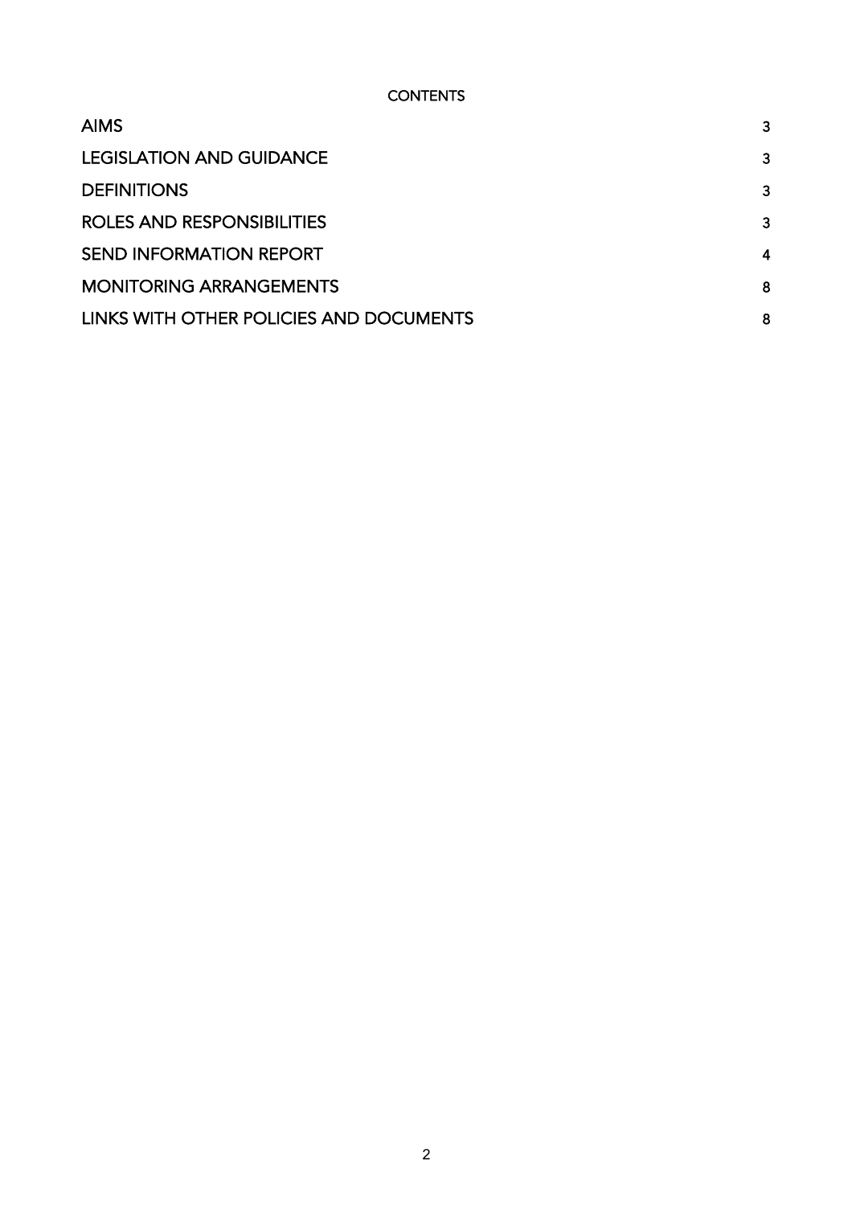CONTENTS

| | |
|---|---|
| AIMS | 3 |
| LEGISLATION AND GUIDANCE | 3 |
| DEFINITIONS | 3 |
| ROLES AND RESPONSIBILITIES | 3 |
| SEND INFORMATION REPORT | 4 |
| MONITORING ARRANGEMENTS | 8 |
| LINKS WITH OTHER POLICIES AND DOCUMENTS | 8 |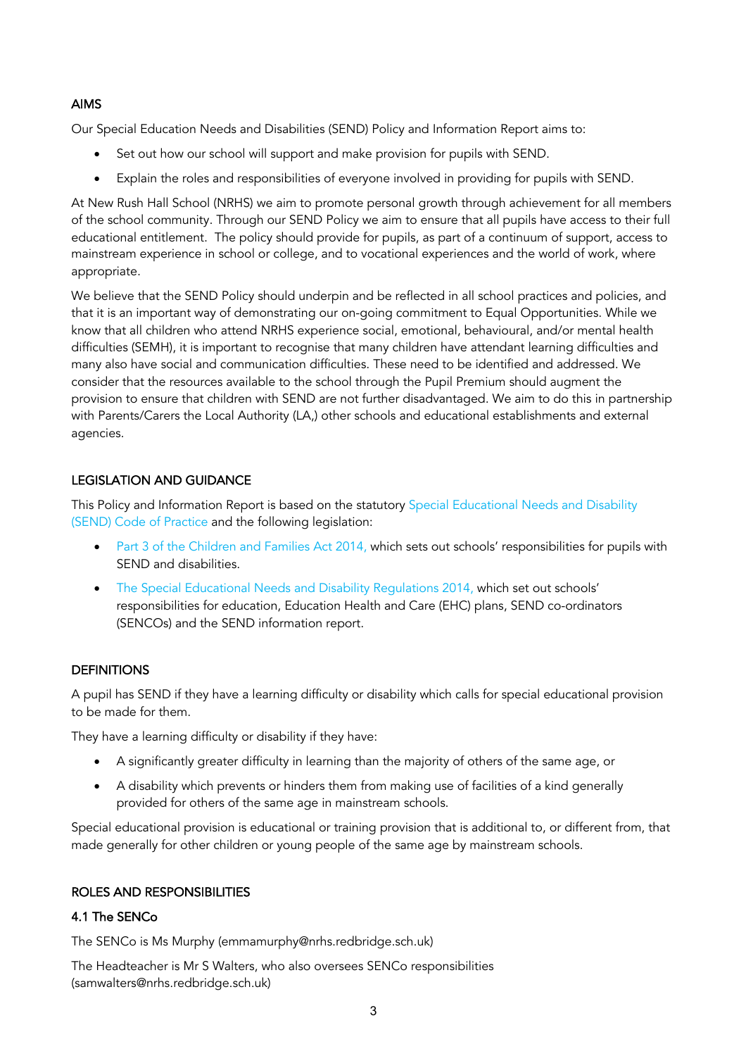## AIMS

Our Special Education Needs and Disabilities (SEND) Policy and Information Report aims to:

- Set out how our school will support and make provision for pupils with SEND.
- Explain the roles and responsibilities of everyone involved in providing for pupils with SEND.

At New Rush Hall School (NRHS) we aim to promote personal growth through achievement for all members of the school community. Through our SEND Policy we aim to ensure that all pupils have access to their full educational entitlement. The policy should provide for pupils, as part of a continuum of support, access to mainstream experience in school or college, and to vocational experiences and the world of work, where appropriate.

We believe that the SEND Policy should underpin and be reflected in all school practices and policies, and that it is an important way of demonstrating our on-going commitment to Equal Opportunities. While we know that all children who attend NRHS experience social, emotional, behavioural, and/or mental health difficulties (SEMH), it is important to recognise that many children have attendant learning difficulties and many also have social and communication difficulties. These need to be identified and addressed. We consider that the resources available to the school through the Pupil Premium should augment the provision to ensure that children with SEND are not further disadvantaged. We aim to do this in partnership with Parents/Carers the Local Authority (LA,) other schools and educational establishments and external agencies.

## LEGISLATION AND GUIDANCE

This Policy and Information Report is based on the statutory Special Educational Needs and Disability (SEND) Code of Practice and the following legislation:

- Part 3 of the Children and Families Act 2014, which sets out schools' responsibilities for pupils with SEND and disabilities.
- The Special Educational Needs and Disability Regulations 2014, which set out schools' responsibilities for education, Education Health and Care (EHC) plans, SEND co-ordinators (SENCOs) and the SEND information report.

## DEFINITIONS

A pupil has SEND if they have a learning difficulty or disability which calls for special educational provision to be made for them.

They have a learning difficulty or disability if they have:

- A significantly greater difficulty in learning than the majority of others of the same age, or
- A disability which prevents or hinders them from making use of facilities of a kind generally provided for others of the same age in mainstream schools.

Special educational provision is educational or training provision that is additional to, or different from, that made generally for other children or young people of the same age by mainstream schools.

## ROLES AND RESPONSIBILITIES

### 4.1 The SENCo

The SENCo is Ms Murphy (emmamurphy@nrhs.redbridge.sch.uk)

The Headteacher is Mr S Walters, who also oversees SENCo responsibilities (samwalters@nrhs.redbridge.sch.uk)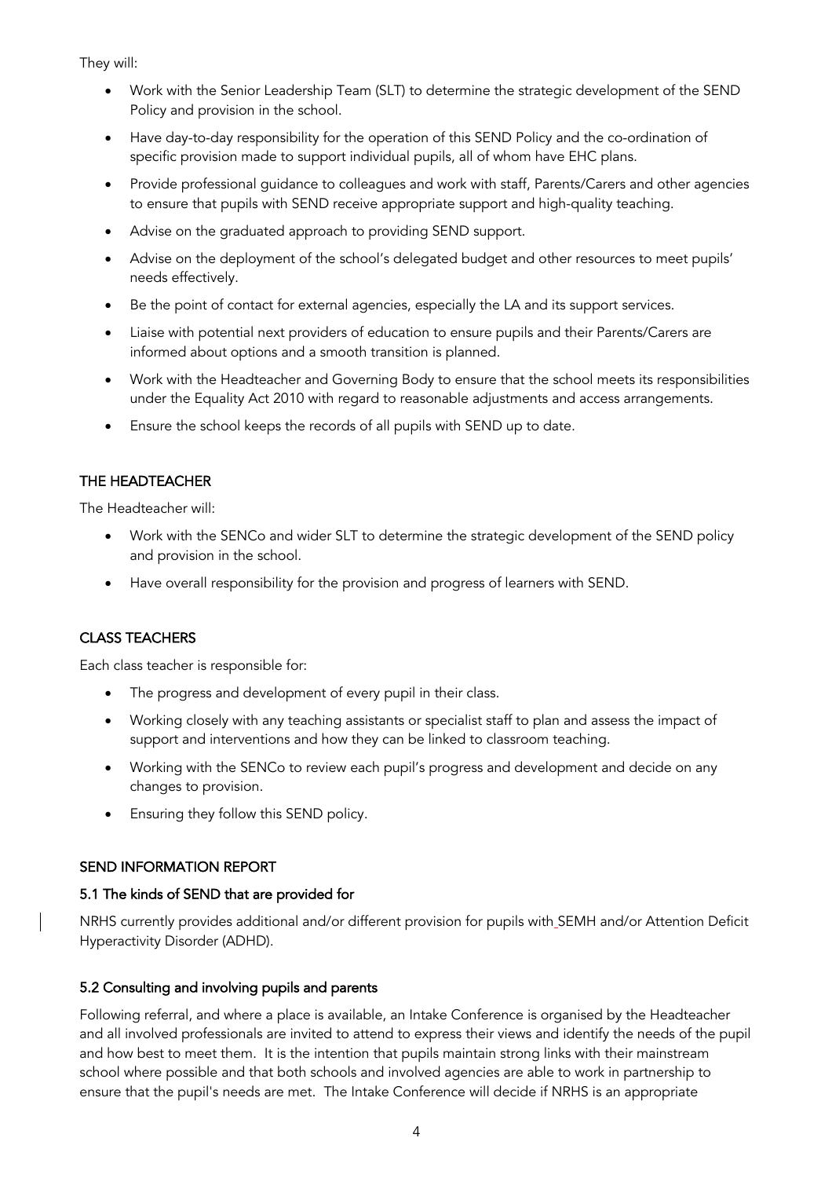They will:

- Work with the Senior Leadership Team (SLT) to determine the strategic development of the SEND Policy and provision in the school.
- Have day-to-day responsibility for the operation of this SEND Policy and the co-ordination of specific provision made to support individual pupils, all of whom have EHC plans.
- Provide professional guidance to colleagues and work with staff, Parents/Carers and other agencies to ensure that pupils with SEND receive appropriate support and high-quality teaching.
- Advise on the graduated approach to providing SEND support.
- Advise on the deployment of the school's delegated budget and other resources to meet pupils' needs effectively.
- Be the point of contact for external agencies, especially the LA and its support services.
- Liaise with potential next providers of education to ensure pupils and their Parents/Carers are informed about options and a smooth transition is planned.
- Work with the Headteacher and Governing Body to ensure that the school meets its responsibilities under the Equality Act 2010 with regard to reasonable adjustments and access arrangements.
- Ensure the school keeps the records of all pupils with SEND up to date.

## THE HEADTEACHER

The Headteacher will:

- Work with the SENCo and wider SLT to determine the strategic development of the SEND policy and provision in the school.
- Have overall responsibility for the provision and progress of learners with SEND.

## CLASS TEACHERS

Each class teacher is responsible for:

- The progress and development of every pupil in their class.
- Working closely with any teaching assistants or specialist staff to plan and assess the impact of support and interventions and how they can be linked to classroom teaching.
- Working with the SENCo to review each pupil's progress and development and decide on any changes to provision.
- Ensuring they follow this SEND policy.

## SEND INFORMATION REPORT

### 5.1 The kinds of SEND that are provided for

NRHS currently provides additional and/or different provision for pupils with SEMH and/or Attention Deficit Hyperactivity Disorder (ADHD).

### 5.2 Consulting and involving pupils and parents

Following referral, and where a place is available, an Intake Conference is organised by the Headteacher and all involved professionals are invited to attend to express their views and identify the needs of the pupil and how best to meet them. It is the intention that pupils maintain strong links with their mainstream school where possible and that both schools and involved agencies are able to work in partnership to ensure that the pupil's needs are met. The Intake Conference will decide if NRHS is an appropriate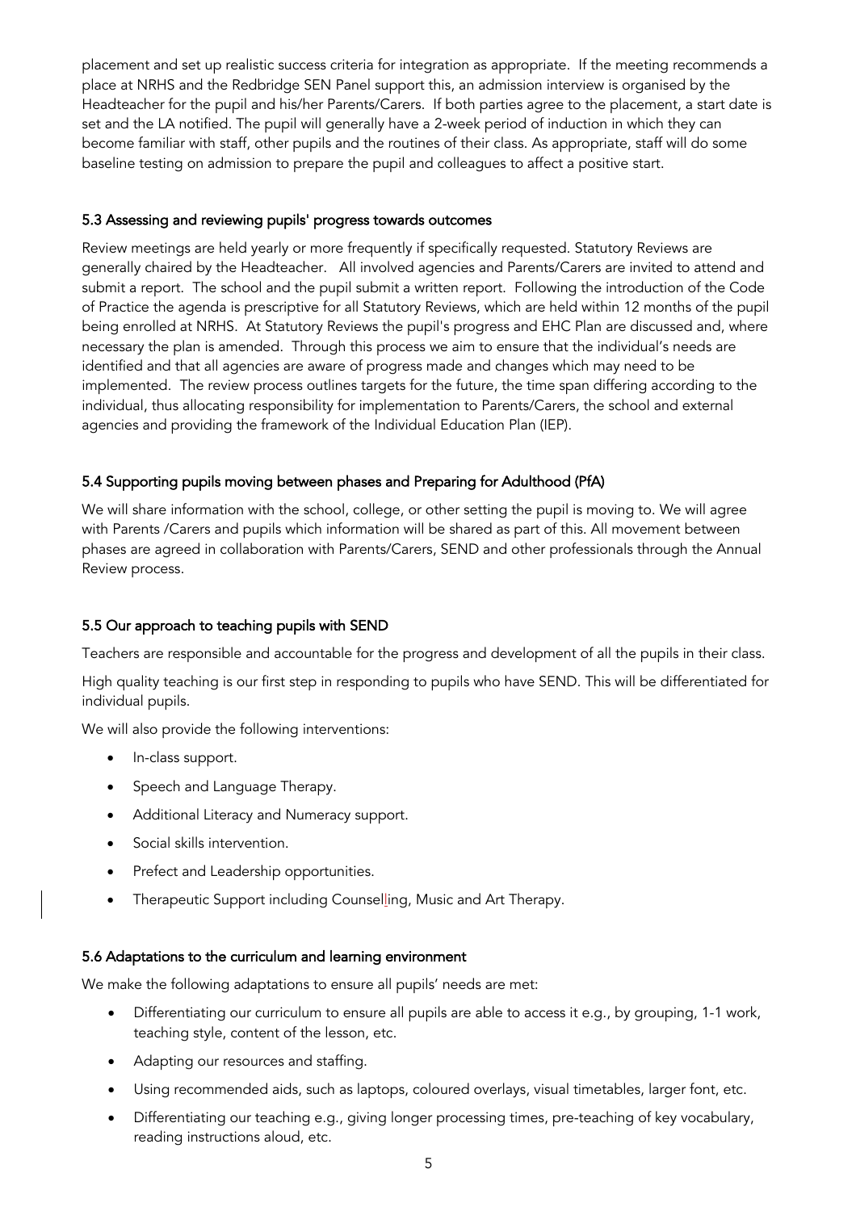placement and set up realistic success criteria for integration as appropriate. If the meeting recommends a place at NRHS and the Redbridge SEN Panel support this, an admission interview is organised by the Headteacher for the pupil and his/her Parents/Carers. If both parties agree to the placement, a start date is set and the LA notified. The pupil will generally have a 2-week period of induction in which they can become familiar with staff, other pupils and the routines of their class. As appropriate, staff will do some baseline testing on admission to prepare the pupil and colleagues to affect a positive start.

### 5.3 Assessing and reviewing pupils' progress towards outcomes

Review meetings are held yearly or more frequently if specifically requested. Statutory Reviews are generally chaired by the Headteacher. All involved agencies and Parents/Carers are invited to attend and submit a report. The school and the pupil submit a written report. Following the introduction of the Code of Practice the agenda is prescriptive for all Statutory Reviews, which are held within 12 months of the pupil being enrolled at NRHS. At Statutory Reviews the pupil's progress and EHC Plan are discussed and, where necessary the plan is amended. Through this process we aim to ensure that the individual's needs are identified and that all agencies are aware of progress made and changes which may need to be implemented. The review process outlines targets for the future, the time span differing according to the individual, thus allocating responsibility for implementation to Parents/Carers, the school and external agencies and providing the framework of the Individual Education Plan (IEP).

### 5.4 Supporting pupils moving between phases and Preparing for Adulthood (PfA)

We will share information with the school, college, or other setting the pupil is moving to. We will agree with Parents /Carers and pupils which information will be shared as part of this. All movement between phases are agreed in collaboration with Parents/Carers, SEND and other professionals through the Annual Review process.

### 5.5 Our approach to teaching pupils with SEND

Teachers are responsible and accountable for the progress and development of all the pupils in their class.

High quality teaching is our first step in responding to pupils who have SEND. This will be differentiated for individual pupils.

We will also provide the following interventions:

- In-class support.
- Speech and Language Therapy.
- Additional Literacy and Numeracy support.
- Social skills intervention.
- Prefect and Leadership opportunities.
- Therapeutic Support including Counselling, Music and Art Therapy.

### 5.6 Adaptations to the curriculum and learning environment

We make the following adaptations to ensure all pupils' needs are met:

- Differentiating our curriculum to ensure all pupils are able to access it e.g., by grouping, 1-1 work, teaching style, content of the lesson, etc.
- Adapting our resources and staffing.
- Using recommended aids, such as laptops, coloured overlays, visual timetables, larger font, etc.
- Differentiating our teaching e.g., giving longer processing times, pre-teaching of key vocabulary, reading instructions aloud, etc.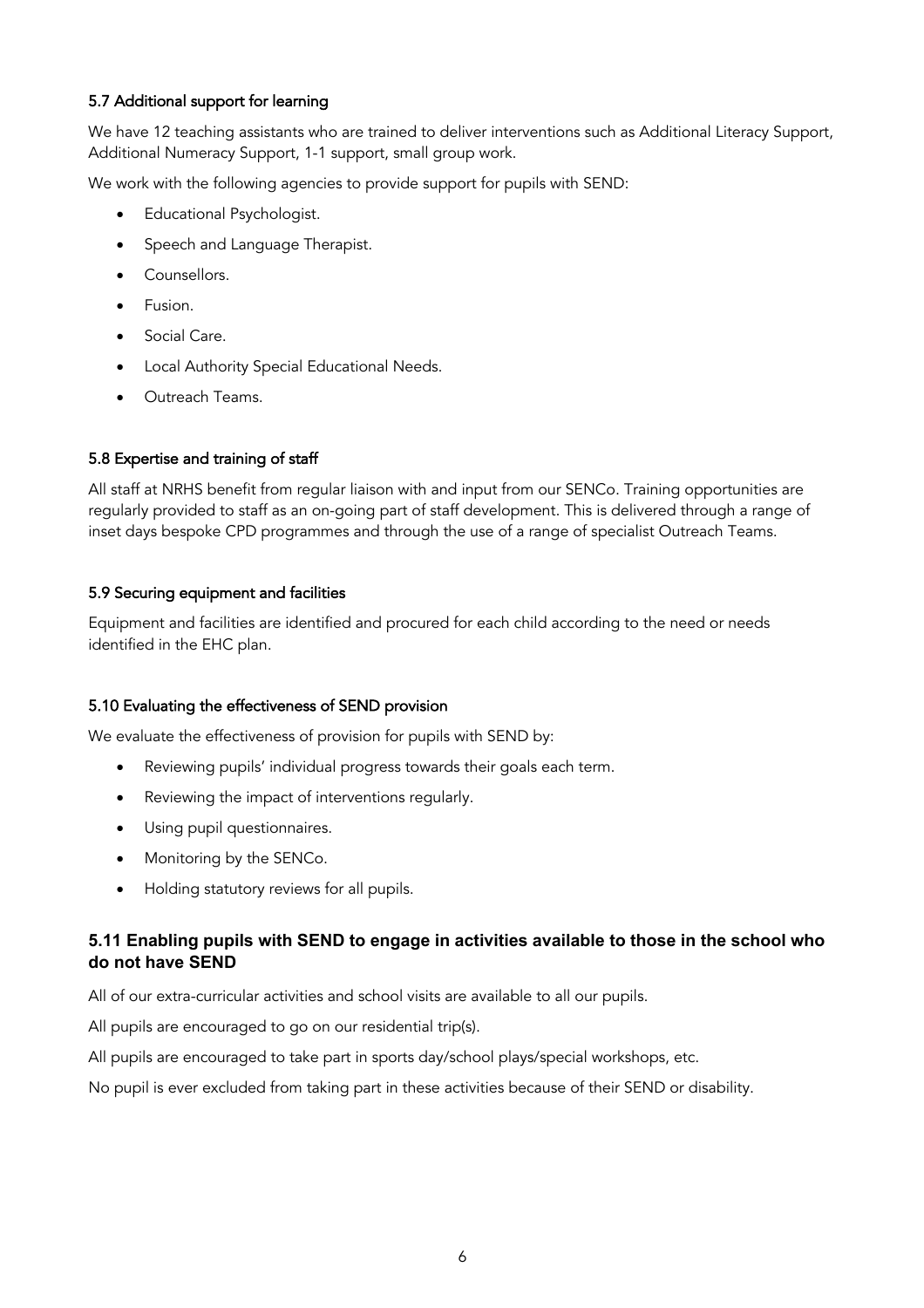### 5.7 Additional support for learning

We have 12 teaching assistants who are trained to deliver interventions such as Additional Literacy Support, Additional Numeracy Support, 1-1 support, small group work.

We work with the following agencies to provide support for pupils with SEND:

- Educational Psychologist.
- Speech and Language Therapist.
- Counsellors.
- Fusion.
- Social Care.
- Local Authority Special Educational Needs.
- Outreach Teams.

### 5.8 Expertise and training of staff

All staff at NRHS benefit from regular liaison with and input from our SENCo. Training opportunities are regularly provided to staff as an on-going part of staff development. This is delivered through a range of inset days bespoke CPD programmes and through the use of a range of specialist Outreach Teams.

### 5.9 Securing equipment and facilities

Equipment and facilities are identified and procured for each child according to the need or needs identified in the EHC plan.

### 5.10 Evaluating the effectiveness of SEND provision

We evaluate the effectiveness of provision for pupils with SEND by:

- Reviewing pupils' individual progress towards their goals each term.
- Reviewing the impact of interventions regularly.
- Using pupil questionnaires.
- Monitoring by the SENCo.
- Holding statutory reviews for all pupils.

### 5.11 Enabling pupils with SEND to engage in activities available to those in the school who do not have SEND

All of our extra-curricular activities and school visits are available to all our pupils.

All pupils are encouraged to go on our residential trip(s).

All pupils are encouraged to take part in sports day/school plays/special workshops, etc.

No pupil is ever excluded from taking part in these activities because of their SEND or disability.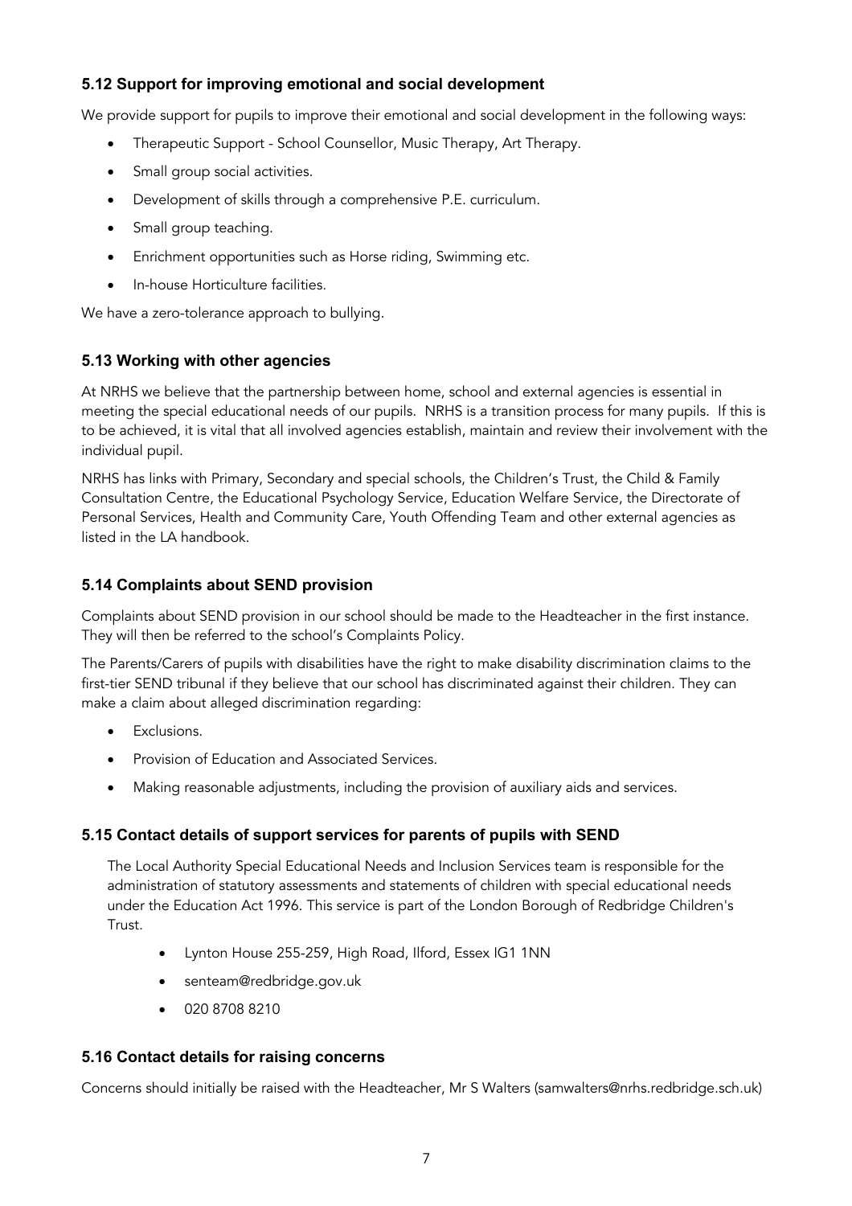### 5.12 Support for improving emotional and social development

We provide support for pupils to improve their emotional and social development in the following ways:

- Therapeutic Support - School Counsellor, Music Therapy, Art Therapy.
- Small group social activities.
- Development of skills through a comprehensive P.E. curriculum.
- Small group teaching.
- Enrichment opportunities such as Horse riding, Swimming etc.
- In-house Horticulture facilities.

We have a zero-tolerance approach to bullying.

### 5.13 Working with other agencies

At NRHS we believe that the partnership between home, school and external agencies is essential in meeting the special educational needs of our pupils. NRHS is a transition process for many pupils. If this is to be achieved, it is vital that all involved agencies establish, maintain and review their involvement with the individual pupil.

NRHS has links with Primary, Secondary and special schools, the Children's Trust, the Child & Family Consultation Centre, the Educational Psychology Service, Education Welfare Service, the Directorate of Personal Services, Health and Community Care, Youth Offending Team and other external agencies as listed in the LA handbook.

### 5.14 Complaints about SEND provision

Complaints about SEND provision in our school should be made to the Headteacher in the first instance. They will then be referred to the school's Complaints Policy.

The Parents/Carers of pupils with disabilities have the right to make disability discrimination claims to the first-tier SEND tribunal if they believe that our school has discriminated against their children. They can make a claim about alleged discrimination regarding:

- Exclusions.
- Provision of Education and Associated Services.
- Making reasonable adjustments, including the provision of auxiliary aids and services.

### 5.15 Contact details of support services for parents of pupils with SEND

The Local Authority Special Educational Needs and Inclusion Services team is responsible for the administration of statutory assessments and statements of children with special educational needs under the Education Act 1996. This service is part of the London Borough of Redbridge Children's Trust.

- Lynton House 255-259, High Road, Ilford, Essex IG1 1NN
- senteam@redbridge.gov.uk
- 020 8708 8210

### 5.16 Contact details for raising concerns

Concerns should initially be raised with the Headteacher, Mr S Walters (samwalters@nrhs.redbridge.sch.uk)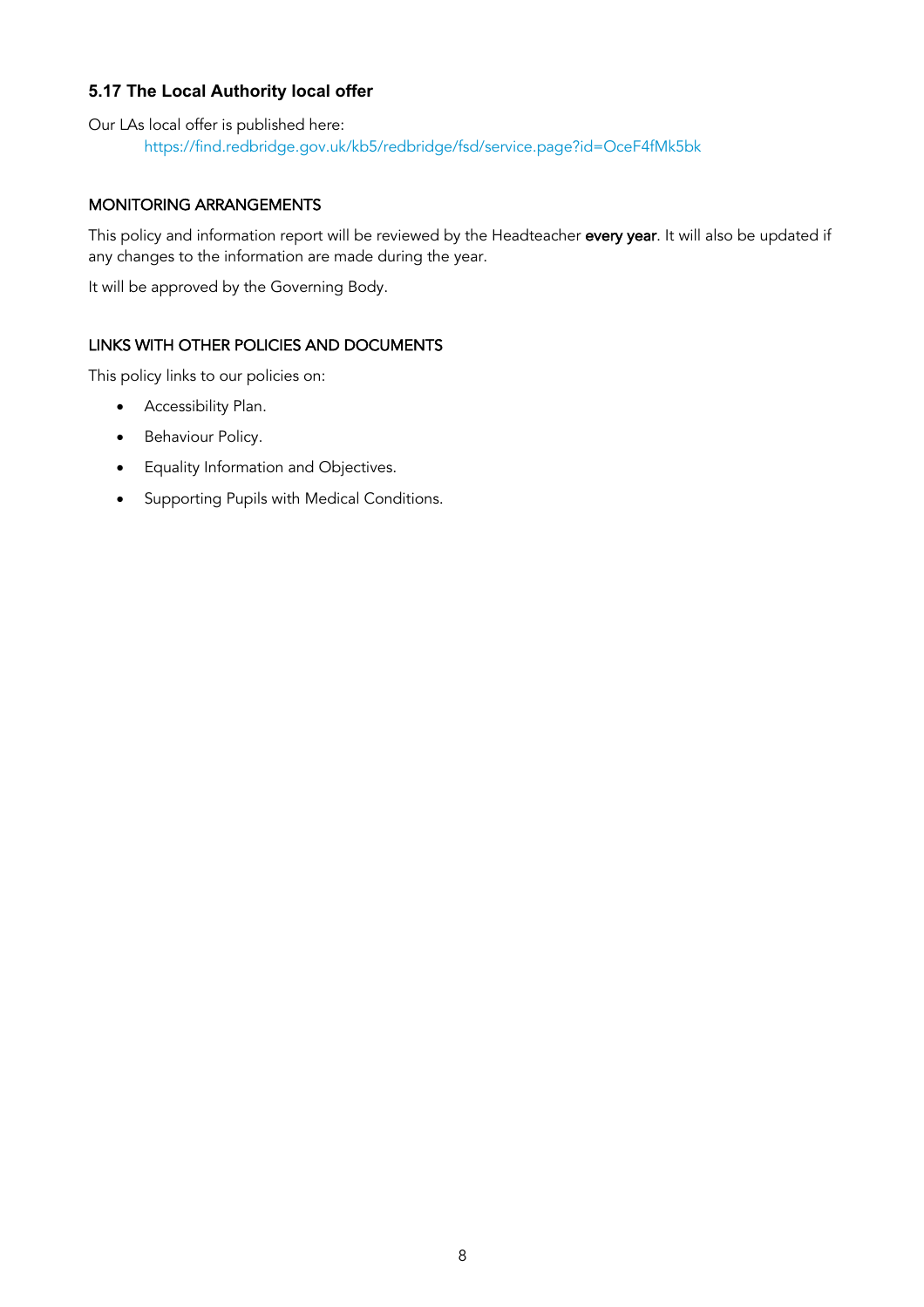### 5.17 The Local Authority local offer

Our LAs local offer is published here:

https://find.redbridge.gov.uk/kb5/redbridge/fsd/service.page?id=OceF4fMk5bk

## MONITORING ARRANGEMENTS

This policy and information report will be reviewed by the Headteacher **every year**. It will also be updated if any changes to the information are made during the year.

It will be approved by the Governing Body.

## LINKS WITH OTHER POLICIES AND DOCUMENTS

This policy links to our policies on:

- Accessibility Plan.
- Behaviour Policy.
- Equality Information and Objectives.
- Supporting Pupils with Medical Conditions.